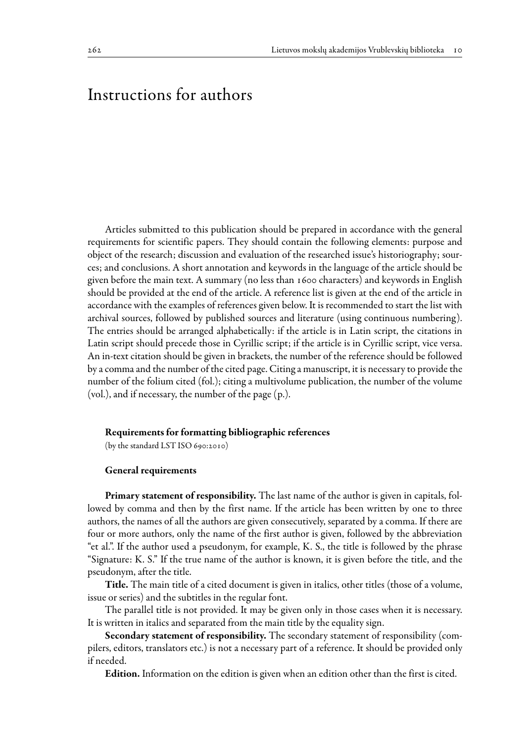# Instructions for authors

Articles submitted to this publication should be prepared in accordance with the general requirements for scientific papers. They should contain the following elements: purpose and object of the research; discussion and evaluation of the researched issue's historiography; sources; and conclusions. A short annotation and keywords in the language of the article should be given before the main text. A summary (no less than 1600 characters) and keywords in English should be provided at the end of the article. A reference list is given at the end of the article in accordance with the examples of references given below. It is recommended to start the list with archival sources, followed by published sources and literature (using continuous numbering). The entries should be arranged alphabetically: if the article is in Latin script, the citations in Latin script should precede those in Cyrillic script; if the article is in Cyrillic script, vice versa. An in-text citation should be given in brackets, the number of the reference should be followed by a comma and the number of the cited page. Citing a manuscript, it is necessary to provide the number of the folium cited (fol.); citing a multivolume publication, the number of the volume (vol.), and if necessary, the number of the page (p.).

## Requirements for formatting bibliographic references

(by the standard LST ISO 690:2010)

### General requirements

**Primary statement of responsibility.** The last name of the author is given in capitals, followed by comma and then by the first name. If the article has been written by one to three authors, the names of all the authors are given consecutively, separated by a comma. If there are four or more authors, only the name of the first author is given, followed by the abbreviation "et al.". If the author used a pseudonym, for example, K. S., the title is followed by the phrase "Signature: K. S." If the true name of the author is known, it is given before the title, and the pseudonym, after the title.

**Title.** The main title of a cited document is given in italics, other titles (those of a volume, issue or series) and the subtitles in the regular font.

The parallel title is not provided. It may be given only in those cases when it is necessary. It is written in italics and separated from the main title by the equality sign.

**Secondary statement of responsibility.** The secondary statement of responsibility (compilers, editors, translators etc.) is not a necessary part of a reference. It should be provided only if needed.

**Edition.** Information on the edition is given when an edition other than the first is cited.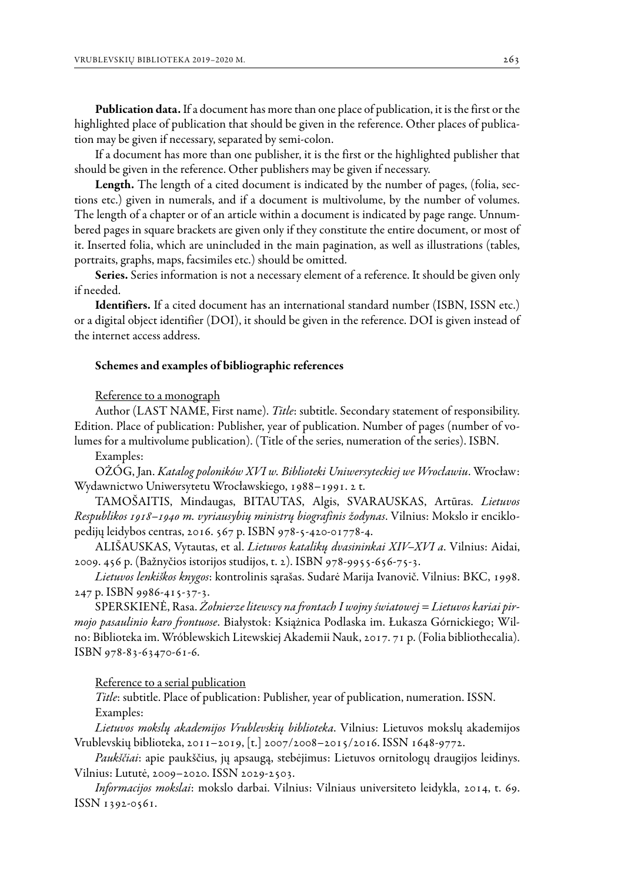**Publication data.** If a document has more than one place of publication, it is the first or the highlighted place of publication that should be given in the reference. Other places of publication may be given if necessary, separated by semi-colon.

If a document has more than one publisher, it is the first or the highlighted publisher that should be given in the reference. Other publishers may be given if necessary.

**Length.** The length of a cited document is indicated by the number of pages, (folia, sections etc.) given in numerals, and if a document is multivolume, by the number of volumes. The length of a chapter or of an article within a document is indicated by page range. Unnumbered pages in square brackets are given only if they constitute the entire document, or most of it. Inserted folia, which are unincluded in the main pagination, as well as illustrations (tables, portraits, graphs, maps, facsimiles etc.) should be omitted.

**Series.** Series information is not a necessary element of a reference. It should be given only if needed.

**Identifiers.** If a cited document has an international standard number (ISBN, ISSN etc.) or a digital object identifier (DOI), it should be given in the reference. DOI is given instead of the internet access address.

#### Schemes and examples of bibliographic references

<u>Reference to a monograph</u>

Author (LAST NAME, First name). *Title*: subtitle. Secondary statement of responsibility. Edition. Place of publication: Publisher, year of publication. Number of pages (number of volumes for a multivolume publication). (Title of the series, numeration of the series). ISBN.

Examples:

OŻÓG, Jan. *Katalog poloników XVI w. Biblioteki Uniwersyteckiej we Wrocławiu*. Wrocław: Wydawnictwo Uniwersytetu Wrocławskiego, 1988–1991. 2 t.

TAMOŠAITIS, Mindaugas, BITAUTAS, Algis, SVARAUSKAS, Artūras. *Lietuvos Respublikos 1918–1940 m. vyriausybių ministrų biografinis žodynas*. Vilnius: Mokslo ir enciklopedijų leidybos centras, 2016. 567 p. ISBN 978-5-420-01778-4.

ALIŠAUSKAS, Vytautas, et al. *Lietuvos katalikų dvasininkai XIV–XVI a*. Vilnius: Aidai, 2009. 456 p. (Bažnyčios istorijos studijos, t. 2). ISBN 978-9955-656-75-3.

*Lietuvos lenkiškos knygos*: kontrolinis sąrašas. Sudarė Marija Ivanovič. Vilnius: BKC, 1998. 247 p. ISBN 9986-415-37-3.

SPERSKIENĖ, Rasa. *Żołnierze litewscy na frontach I wojny światowej = Lietuvos kariai pirmojo pasaulinio karo frontuose*. Białystok: Książnica Podlaska im. Łukasza Górnickiego; Wilno: Biblioteka im. Wróblewskich Litewskiej Akademii Nauk, 2017. 71 p. (Folia bibliothecalia). ISBN 978-83-63470-61-6.

<u>Reference to a serial publication</u>

*Title*: subtitle. Place of publication: Publisher, year of publication, numeration. ISSN.

Examples:

*Lietuvos mokslų akademijos Vrublevskių biblioteka*. Vilnius: Lietuvos mokslų akademijos Vrublevskių biblioteka, 2011–2019, [t.] 2007/2008–2015/2016. ISSN 1648-9772.

*Paukščiai*: apie paukščius, jų apsaugą, stebėjimus: Lietuvos ornitologų draugijos leidinys. Vilnius: Lututė, 2009–2020. ISSN 2029-2503.

*Informacijos mokslai*: mokslo darbai. Vilnius: Vilniaus universiteto leidykla, 2014, t. 69. ISSN 1392-0561.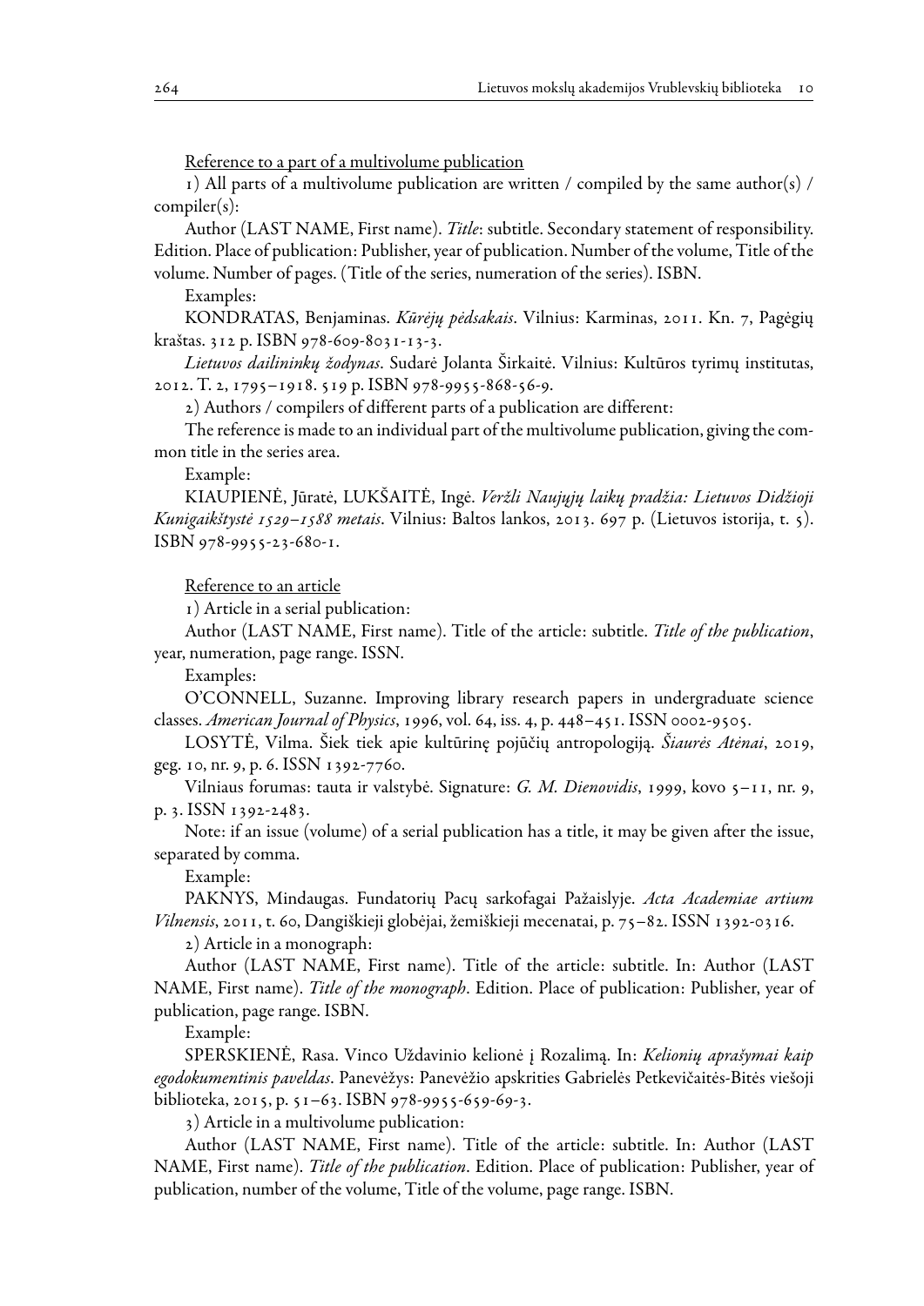Reference to a part of a multivolume publication

1) All parts of a multivolume publication are written / compiled by the same author(s) / compiler(s):

Author (LAST NAME, First name). *Title*: subtitle. Secondary statement of responsibility. Edition. Place of publication: Publisher, year of publication. Number of the volume, Title of the volume. Number of pages. (Title of the series, numeration of the series). ISBN.

Examples:

KONDRATAS, Benjaminas. *Kūrėjų pėdsakais*. Vilnius: Karminas, 2011. Kn. 7, Pagėgių kraštas. 312 p. ISBN 978-609-8031-13-3.

*Lietuvos dailininkų žodynas*. Sudarė Jolanta Širkaitė. Vilnius: Kultūros tyrimų institutas, 2012. T. 2, 1795–1918. 519 p. ISBN 978-9955-868-56-9.

2) Authors / compilers of different parts of a publication are different:

The reference is made to an individual part of the multivolume publication, giving the common title in the series area.

Example:

KIAUPIENĖ, Jūratė, LUKŠAITĖ, Ingė. *Veržli Naujųjų laikų pradžia: Lietuvos Didžioji Kunigaikštystė 1529–1588 metais*. Vilnius: Baltos lankos, 2013. 697 p. (Lietuvos istorija, t. 5). ISBN 978-9955-23-680-1.

Reference to an article

1) Article in a serial publication:

Author (LAST NAME, First name). Title of the article: subtitle. *Title of the publication*, year, numeration, page range. ISSN.

Examples:

O'CONNELL, Suzanne. Improving library research papers in undergraduate science classes. *American Journal of Physics*, 1996, vol. 64, iss. 4, p. 448–451. ISSN 0002-9505.

LOSYTĖ, Vilma. Šiek tiek apie kultūrinę pojūčių antropologiją. *Šiaurės Atėnai*, 2019, geg. 10, nr. 9, p. 6. ISSN 1392-7760.

Vilniaus forumas: tauta ir valstybė. Signature: *G. M. Dienovidis*, 1999, kovo 5–11, nr. 9, p. 3. ISSN 1392-2483.

Note: if an issue (volume) of a serial publication has a title, it may be given after the issue, separated by comma.

Example:

PAKNYS, Mindaugas. Fundatorių Pacų sarkofagai Pažaislyje. *Acta Academiae artium Vilnensis*, 2011, t. 60, Dangiškieji globėjai, žemiškieji mecenatai, p. 75–82. ISSN 1392-0316.

2) Article in a monograph:

Author (LAST NAME, First name). Title of the article: subtitle. In: Author (LAST NAME, First name). *Title of the monograph*. Edition. Place of publication: Publisher, year of publication, page range. ISBN.

Example:

SPERSKIENĖ, Rasa. Vinco Uždavinio kelionė į Rozalimą. In: *Kelionių aprašymai kaip egodokumentinis paveldas*. Panevėžys: Panevėžio apskrities Gabrielės Petkevičaitės-Bitės viešoji biblioteka, 2015, p. 51–63. ISBN 978-9955-659-69-3.

3) Article in a multivolume publication:

Author (LAST NAME, First name). Title of the article: subtitle. In: Author (LAST NAME, First name). *Title of the publication*. Edition. Place of publication: Publisher, year of publication, number of the volume, Title of the volume, page range. ISBN.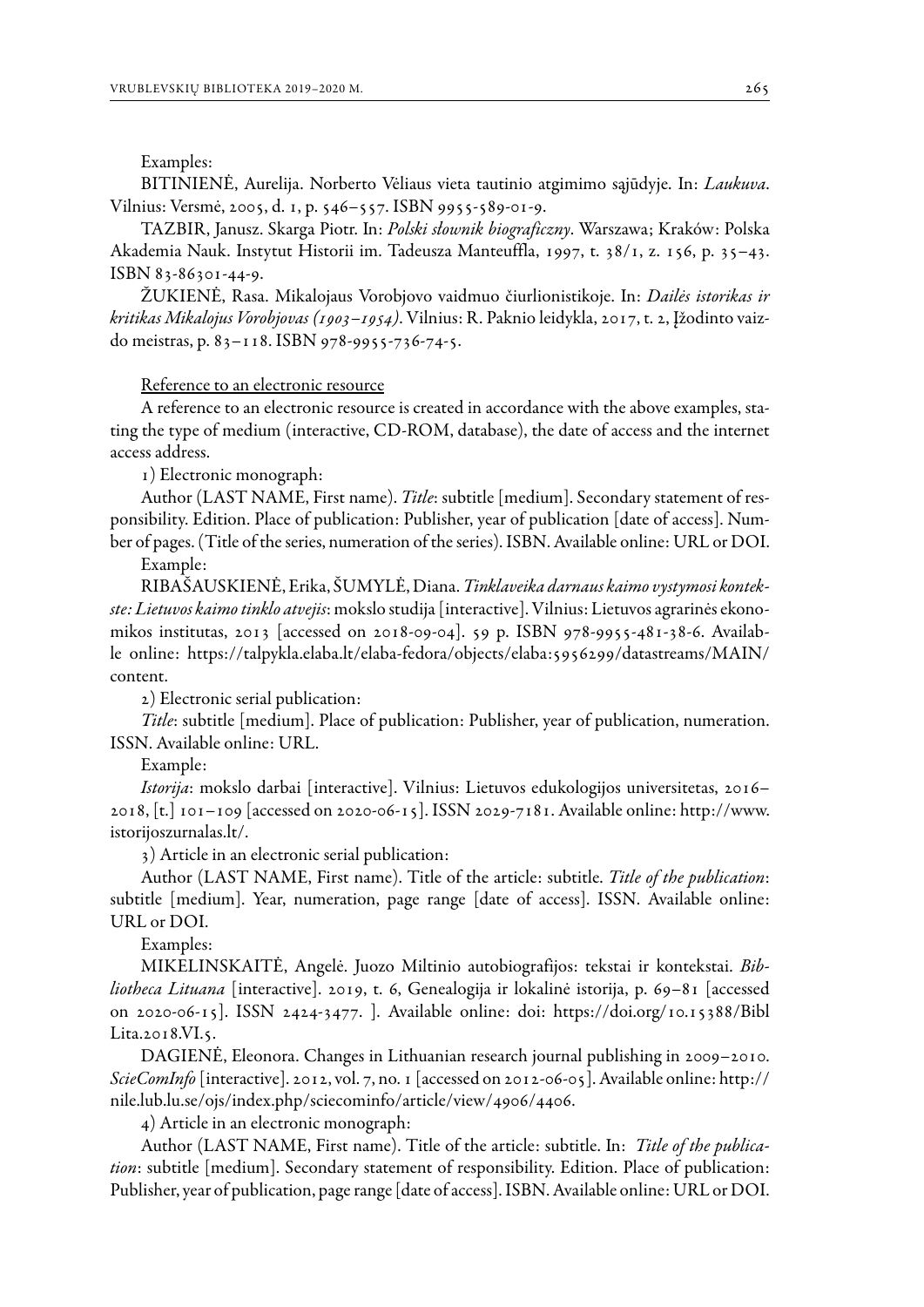Examples:

BITINIENĖ, Aurelija. Norberto Vėliaus vieta tautinio atgimimo sąjūdyje. In: *Laukuva*. Vilnius: Versmė, 2005, d. 1, p. 546–557. ISBN 9955-589-01-9.

TAZBIR, Janusz. Skarga Piotr. In: *Polski słownik biograficzny*. Warszawa; Kraków: Polska Akademia Nauk. Instytut Historii im. Tadeusza Manteuffla, 1997, t. 38/1, z. 156, p. 35–43. ISBN 83-86301-44-9.

ŽUKIENĖ, Rasa. Mikalojaus Vorobjovo vaidmuo čiurlionistikoje. In: *Dailės istorikas ir kritikas Mikalojus Vorobjovas (1903–1954)*. Vilnius: R. Paknio leidykla, 2017, t. 2, Įžodinto vaizdo meistras, p. 83–118. ISBN 978-9955-736-74-5.

Reference to an electronic resource

A reference to an electronic resource is created in accordance with the above examples, stating the type of medium (interactive, CD-ROM, database), the date of access and the internet access address.

1) Electronic monograph:

Author (LAST NAME, First name). *Title*: subtitle [medium]. Secondary statement of responsibility. Edition. Place of publication: Publisher, year of publication [date of access]. Number of pages. (Title of the series, numeration of the series). ISBN. Available online: URL or DOI.

Example:

RIBAŠAUSKIENĖ, Erika, ŠUMYLĖ, Diana. *Tinklaveika darnaus kaimo vystymosi kontekste: Lietuvos kaimo tinklo atvejis*: mokslo studija [interactive]. Vilnius: Lietuvos agrarinės ekonomikos institutas, 2013 [accessed on 2018-09-04]. 59 p. ISBN 978-9955-481-38-6. Available online: https://talpykla.elaba.lt/elaba-fedora/objects/elaba:5956299/datastreams/MAIN/content.

2) Electronic serial publication:

*Title*: subtitle [medium]. Place of publication: Publisher, year of publication, numeration. ISSN. Available online: URL.

Example:

*Istorija*: mokslo darbai [interactive]. Vilnius: Lietuvos edukologijos universitetas, 2016–2018, [t.] 101–109 [accessed on 2020-06-15]. ISSN 2029-7181. Available online: http://www.istorijoszurnalas.lt/.

3) Article in an electronic serial publication:

Author (LAST NAME, First name). Title of the article: subtitle. *Title of the publication*: subtitle [medium]. Year, numeration, page range [date of access]. ISSN. Available online: URL or DOI.

Examples:

MIKELINSKAITĖ, Angelė. Juozo Miltinio autobiografijos: tekstai ir kontekstai. *Bibliotheca Lituana* [interactive]. 2019, t. 6, Genealogija ir lokalinė istorija, p. 69–81 [accessed on 2020-06-15]. ISSN 2424-3477. ]. Available online: doi: https://doi.org/10.15388/BiblLita.2018.VI.5.

DAGIENĖ, Eleonora. Changes in Lithuanian research journal publishing in 2009–2010. *ScieComInfo* [interactive]. 2012, vol. 7, no. 1 [accessed on 2012-06-05]. Available online: http://nile.lub.lu.se/ojs/index.php/sciecominfo/article/view/4906/4406.

4) Article in an electronic monograph:

Author (LAST NAME, First name). Title of the article: subtitle. In: *Title of the publication*: subtitle [medium]. Secondary statement of responsibility. Edition. Place of publication: Publisher, year of publication, page range [date of access]. ISBN. Available online: URL or DOI.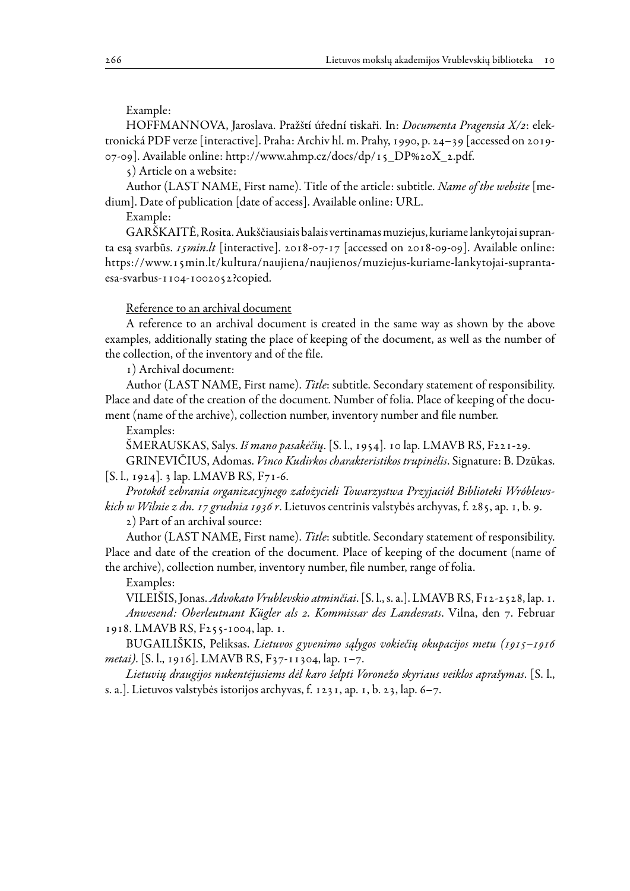Example:

HOFFMANNOVA, Jaroslava. Pražští úřední tiskaři. In: *Documenta Pragensia X/2*: elektronická PDF verze [interactive]. Praha: Archiv hl. m. Prahy, 1990, p. 24–39 [accessed on 2019-07-09]. Available online: http://www.ahmp.cz/docs/dp/15_DP%20X_2.pdf.

5) Article on a website:

Author (LAST NAME, First name). Title of the article: subtitle. *Name of the website* [medium]. Date of publication [date of access]. Available online: URL.

Example:

GARŠKAITĖ, Rosita. Aukščiausiais balais vertinamas muziejus, kuriame lankytojai supranta esą svarbūs. *15min.lt* [interactive]. 2018-07-17 [accessed on 2018-09-09]. Available online: https://www.15min.lt/kultura/naujiena/naujienos/muziejus-kuriame-lankytojai-supranta-esa-svarbus-1104-1002052?copied.

<u>Reference to an archival document</u>

A reference to an archival document is created in the same way as shown by the above examples, additionally stating the place of keeping of the document, as well as the number of the collection, of the inventory and of the file.

1) Archival document:

Author (LAST NAME, First name). *Title*: subtitle. Secondary statement of responsibility. Place and date of the creation of the document. Number of folia. Place of keeping of the document (name of the archive), collection number, inventory number and file number.

Examples:

ŠMERAUSKAS, Salys. *Iš mano pasakėčių*. [S. l., 1954]. 10 lap. LMAVB RS, F221-29.

GRINEVIČIUS, Adomas. *Vinco Kudirkos charakteristikos trupinėlis*. Signature: B. Dzūkas. [S. l., 1924]. 3 lap. LMAVB RS, F71-6.

*Protokół zebrania organizacyjnego założycieli Towarzystwa Przyjaciół Biblioteki Wróblewskich w Wilnie z dn. 17 grudnia 1936 r*. Lietuvos centrinis valstybės archyvas, f. 285, ap. 1, b. 9.

2) Part of an archival source:

Author (LAST NAME, First name). *Title*: subtitle. Secondary statement of responsibility. Place and date of the creation of the document. Place of keeping of the document (name of the archive), collection number, inventory number, file number, range of folia.

Examples:

VILEIŠIS, Jonas. *Advokato Vrublevskio atminčiai*. [S. l., s. a.]. LMAVB RS, F12-2528, lap. 1.

*Anwesend: Oberleutnant Kügler als 2. Kommissar des Landesrats*. Vilna, den 7. Februar 1918. LMAVB RS, F255-1004, lap. 1.

BUGAILIŠKIS, Peliksas. *Lietuvos gyvenimo sąlygos vokiečių okupacijos metu (1915–1916 metai)*. [S. l., 1916]. LMAVB RS, F37-11304, lap. 1–7.

*Lietuvių draugijos nukentėjusiems dėl karo šelpti Voronežo skyriaus veiklos aprašymas*. [S. l., s. a.]. Lietuvos valstybės istorijos archyvas, f. 1231, ap. 1, b. 23, lap. 6–7.